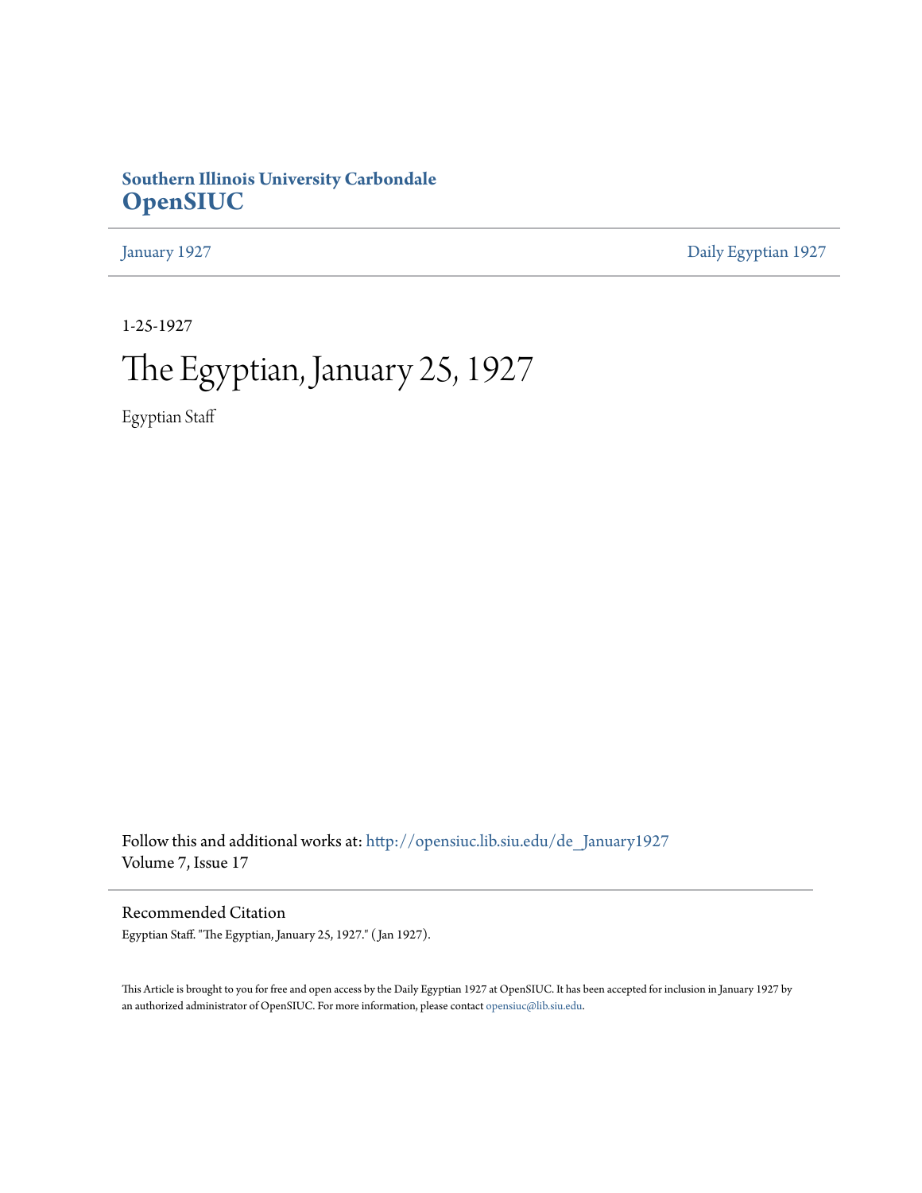**Southern Illinois University Carbondale**
**OpenSIUC**

January 1927 | Daily Egyptian 1927

1-25-1927

# The Egyptian, January 25, 1927

Egyptian Staff

Follow this and additional works at: http://opensiuc.lib.siu.edu/de_January1927
Volume 7, Issue 17

## Recommended Citation

Egyptian Staff. "The Egyptian, January 25, 1927." ( Jan 1927).

This Article is brought to you for free and open access by the Daily Egyptian 1927 at OpenSIUC. It has been accepted for inclusion in January 1927 by an authorized administrator of OpenSIUC. For more information, please contact opensiuc@lib.siu.edu.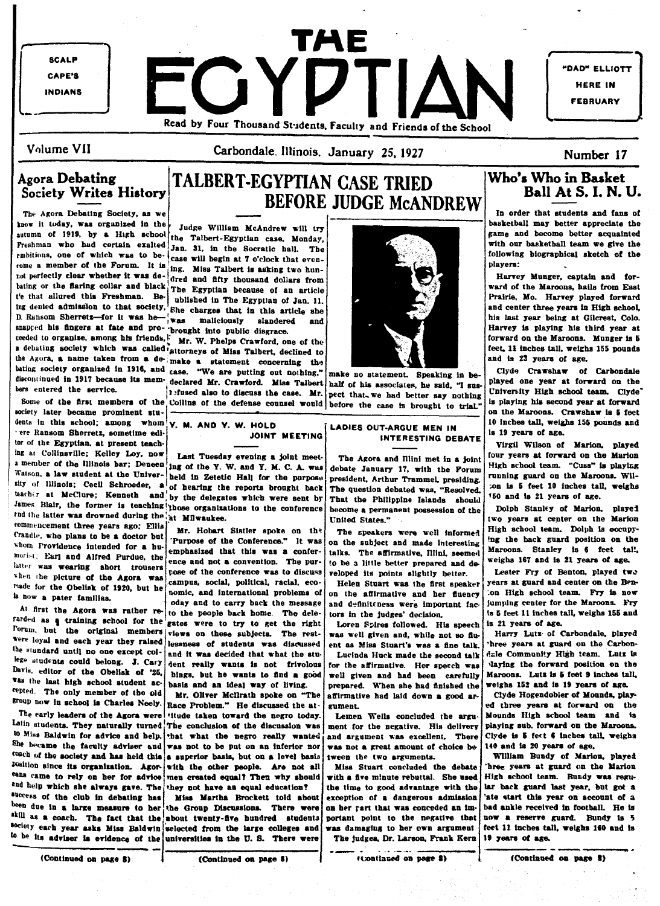SCALP CAPE'S INDIANS

# THE EGYPTIAN

"DAD" ELLIOTT HERE IN FEBRUARY

Read by Four Thousand Students, Faculty and Friends of the School

Volume VII — Carbondale, Illinois, January 25, 1927 — Number 17

## Agora Debating Society Writes History

The Agora Debating Society, as we know it today, was organized in the autumn of 1919, by a High school Freshman who had certain exalted ambitions, one of which was to become a member of the Forum. It is not perfectly clear whether it was debating or the flaring collar and black tie that allured this Freshman. Being denied admission to that society, D. Ransom Sherretz—for it was he—snapped his fingers at fate and proceeded to organize, among his friends, a debating society which was called the Agora, a name taken from a debating society organized in 1916, and discontinued in 1917 because its members entered the service.

Some of the first members of the society later became prominent students in this school; among whom were Ransom Sherretz, sometime editor of the Egyptian, at present teaching at Collinsville; Kelley Loy, now a member of the Illinois bar; Deneen Watson, a law student at the University of Illinois; Cecil Schroeder, a teacher at McClure; Kenneth and James Blair, the former is teaching and the latter was drowned during the commencement three years ago; Ellis Crandle, who plans to be a doctor but whom Providence intended for a humorist; Earl and Alfred Purdue, the latter was wearing short trousers when the picture of the Agora was made for the Obelisk of 1920, but he is now a pater familias.

At first the Agora was rather regarded as a training school for the Forum, but the original members were loyal and each year they raised the standard until no one except college students could belong. J. Cary Davis, editor of the Obelisk of '25, was the last high school student accepted. The only member of the old group now in school is Charles Neely.

The early leaders of the Agora were Latin students. They naturally turned to Miss Baldwin for advice and help. She became the faculty adviser and coach of the society and has held this position since its organization. Agoreans came to rely on her for advice and help which she always gave. The success of the club in debating has been due in a large measure to her skill as a coach. The fact that the society each year asks Miss Baldwin to be its adviser is evidence of the

(Continued on page 8)

## TALBERT-EGYPTIAN CASE TRIED BEFORE JUDGE McANDREW

Judge William McAndrew will try the Talbert-Egyptian case, Monday, Jan. 31, in the Socratic hall. The case will begin at 7 o'clock that evening. Miss Talbert is asking two hundred and fifty thousand dollars from The Egyptian because of an article published in The Egyptian of Jan. 11. She charges that in this article she was maliciously slandered and brought into public disgrace.

Mr. W. Phelps Crawford, one of the attorneys of Miss Talbert, declined to make a statement concerning the case. "We are putting out nothing," declared Mr. Crawford. Miss Talbert refused also to discuss the case. Mr. Collins of the defense counsel would make no statement. Speaking in behalf of his associates, he said, "I suspect that we had better say nothing before the case is brought to trial."

## Y. M. AND Y. W. HOLD JOINT MEETING

Last Tuesday evening a joint meeting of the Y. W. and Y. M. C. A. was held in Zetetic Hall for the purpose of hearing the reports brought back by the delegates which were sent by those organizations to the conference at Milwaukee.

Mr. Hobart Sistler spoke on the "Purpose of the Conference." It was emphasized that this was a conference and not a convention. The purpose of the conference was to discuss campus, social, political, racial, economic, and international problems of today and to carry back the message to the people back home. The delegates were to try to get the right views on these subjects. The restlessness of students was discussed and it was decided that what the student really wants is not frivolous things, but he wants to find a good basis and an ideal way of living.

Mr. Oliver McIlrath spoke on "The Race Problem." He discussed the attitude taken toward the negro today. The conclusion of the discussion was that what the negro really wanted was not to be put on an inferior nor a superior basis, but on a level basis with the other people. Are not all men created equal? Then why should they not have an equal education?

Miss Martha Brockett told about the Group Discussions. There were about twenty-five hundred students selected from the large colleges and universities in the U. S. There were

(Continued on page 8)

## LADIES OUT-ARGUE MEN IN INTERESTING DEBATE

The Agora and Illini met in a joint debate January 17, with the Forum president, Arthur Trammel, presiding. The question debated was, "Resolved, That the Philippine Islands should become a permanent possession of the United States."

The speakers were well informed on the subject and made interesting talks. The affirmative, Illini, seemed to be a little better prepared and developed its points slightly better.

Helen Stuart was the first speaker on the affirmative and her fluency and definiteness were important factors in the judges' decision.

Loren Spires followed. His speech was well given and, while not so fluent as Miss Stuart's was a fine talk.

Lucinda Huck made the second talk for the affirmative. Her speech was well given and had been carefully prepared. When she had finished the affirmative had laid down a good argument.

Lemen Wells concluded the argument for the negative. His delivery and argument was excellent. There was not a great amount of choice between the two arguments.

Miss Stuart concluded the debate with a five minute rebuttal. She used the time to good advantage with the exception of a dangerous admission on her part that was conceded an important point to the negative that was damaging to her own argument.

The judges, Dr. Larson, Frank Kern

(Continued on page 8)

## Who's Who in Basket Ball At S. I. N. U.

In order that students and fans of basketball may better appreciate the game and become better acquainted with our basketball team we give the following biographical sketch of the players:

Harvey Munger, captain and forward of the Maroons, hails from East Prairie, Mo. Harvey played forward and center three years in High school, his last year being at Gilcrest, Colo. Harvey is playing his third year at forward on the Maroons. Munger is 5 feet, 11 inches tall, weighs 155 pounds and is 23 years of age.

Clyde Crawshaw of Carbondale played one year at forward on the University High school team. Clyde is playing his second year at forward on the Maroons. Crawshaw is 5 feet 10 inches tall, weighs 155 pounds and is 19 years of age.

Virgil Wilson of Marion, played four years at forward on the Marion High school team. "Cuss" is playing running guard on the Maroons. Wilson is 5 feet 10 inches tall, weighs 150 and is 21 years of age.

Dolph Stanley of Marion, played two years at center on the Marion High school team. Dolph is occupying the back guard position on the Maroons. Stanley is 6 feet tall, weighs 167 and is 21 years of age.

Lester Fry of Benton, played two years at guard and center on the Benton High school team. Fry is now jumping center for the Maroons. Fry is 5 feet 11 inches tall, weighs 155 and is 21 years of age.

Harry Lutz of Carbondale, played three years at guard on the Carbondale Community High team. Lutz is playing the forward position on the Maroons. Lutz is 5 feet 9 inches tall, weighs 152 and is 19 years of age.

Clyde Hogendobler of Mounds, played three years at forward on the Mounds High school team and is playing sub. forward on the Maroons. Clyde is 5 feet 6 inches tall, weighs 140 and is 20 years of age.

William Bundy of Marion, played three years at guard on the Marion High school team. Bundy was regular back guard last year, but got a late start this year on account of a bad ankle received in football. He is now a reserve guard. Bundy is 5 feet 11 inches tall, weighs 160 and is 19 years of age.

(Continued on page 8)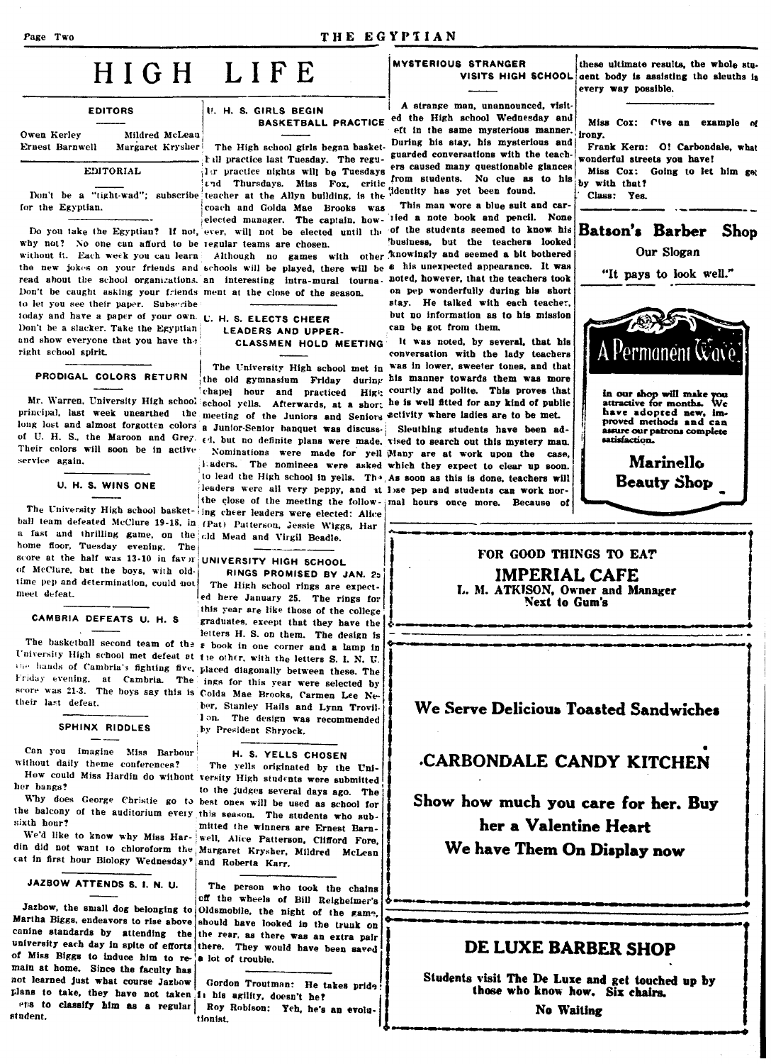# HIGH LIFE

### EDITORS

Owen Kerley — Mildred McLean
Ernest Barnwell — Margaret Krysher

### EDITORIAL

Don't be a "tight-wad"; subscribe for the Egyptian.

Do you take the Egyptian? If not, why not? No one can afford to be without it. Each week you can learn the new jokes on your friends and read about the school organizations. Don't be caught asking your friends to let you see their paper. Subscribe today and have a paper of your own. Don't be a slacker. Take the Egyptian and show everyone that you have the right school spirit.

### PRODIGAL COLORS RETURN

Mr. Warren, University High school principal, last week unearthed the long lost and almost forgotten colors of U. H. S., the Maroon and Grey. Their colors will soon be in active service again.

### U. H. S. WINS ONE

The University High school basketball team defeated McClure 19-18, in a fast and thrilling game, on the home floor, Tuesday evening. The score at the half was 13-10 in favor of McClure, but the boys, with oldtime pep and determination, could not meet defeat.

### CAMBRIA DEFEATS U. H. S

The basketball second team of the University High school met defeat at the hands of Cambria's fighting five, Friday evening, at Cambria. The score was 21-3. The boys say this is their last defeat.

### SPHINX RIDDLES

Can you imagine Miss Barbour without daily theme conferences?

How could Miss Hardin do without her bangs?

Why does George Christie go to the balcony of the auditorium every sixth hour?

We'd like to know why Miss Hardin did not want to chloroform the cat in first hour Biology Wednesday?

### JAZBOW ATTENDS S. I. N. U.

Jazbow, the small dog belonging to Martha Biggs, endeavors to rise above canine standards by attending the university each day in spite of efforts of Miss Biggs to induce him to remain at home. Since the faculty has not learned just what course Jazbow plans to take, they have not taken steps to classify him as a regular student.

### U. H. S. GIRLS BEGIN BASKETBALL PRACTICE

The High school girls began basketball practice last Tuesday. The regular practice nights will be Tuesdays and Thursdays. Miss Fox, critic teacher at the Allyn building, is the coach and Golda Mae Brooks was elected manager. The captain, however, will not be elected until the regular teams are chosen.

Although no games with other schools will be played, there will be an interesting intra-mural tournament at the close of the season.

### U. H. S. ELECTS CHEER LEADERS AND UPPER-CLASSMEN HOLD MEETING

The University High school met in the old gymnasium Friday during chapel hour and practiced High school yells. Afterwards, at a short meeting of the Juniors and Seniors a Junior-Senior banquet was discussed, but no definite plans were made.

Nominations were made for yell leaders. The nominees were asked to lead the High school in yells. The leaders were all very peppy, and at the close of the meeting the following cheer leaders were elected: Alice (Pat) Patterson, Jessie Wiggs, Harold Mead and Virgil Beadle.

### UNIVERSITY HIGH SCHOOL RINGS PROMISED BY JAN. 25

The High school rings are expected here January 25. The rings for this year are like those of the college graduates, except that they have the letters H. S. on them. The design is a book in one corner and a lamp in the other, with the letters S. I. N. U. placed diagonally between these. The rings for this year were selected by Golda Mae Brooks, Carmen Lee Neber, Stanley Hails and Lynn Trovillion. The design was recommended by President Shryock.

### H. S. YELLS CHOSEN

The yells originated by the University High students were submitted to the judges several days ago. The best ones will be used as school for this season. The students who submitted the winners are Ernest Barnwell, Alice Patterson, Clifford Fore, Margaret Krysher, Mildred McLean and Roberta Karr.

The person who took the chains off the wheels of Bill Reigheimer's Oldsmobile, the night of the game, should have looked in the trunk on the rear, as there was an extra pair there. They would have been saved a lot of trouble.

Gordon Troutman: He takes pride in his agility, doesn't he?

Roy Robison: Yeh, he's an evolutionist.

### MYSTERIOUS STRANGER VISITS HIGH SCHOOL

A strange man, unannounced, visited the High school Wednesday and left in the same mysterious manner. During his stay, his mysterious and guarded conversations with the teachers caused many questionable glances from students. No clue as to his identity has yet been found.

This man wore a blue suit and carried a note book and pencil. None of the students seemed to know his business, but the teachers looked knowingly and seemed a bit bothered at his unexpected appearance. It was noted, however, that the teachers took on pep wonderfully during his short stay. He talked with each teacher, but no information as to his mission can be got from them.

It was noted, by several, that his conversation with the lady teachers was in lower, sweeter tones, and that his manner towards them was more courtly and polite. This proves that he is well fitted for any kind of public activity where ladies are to be met.

Sleuthing students have been advised to search out this mystery man. Many are at work upon the case, which they expect to clear up soon. As soon as this is done, teachers will lose pep and students can work normal hours once more. Because of these ultimate results, the whole student body is assisting the sleuths in every way possible.

Miss Cox: Give an example of irony.

Frank Kern: O! Carbondale, what wonderful streets you have!

Miss Cox: Going to let him get by with that?

Class: Yes.

---

**Batson's Barber Shop**

Our Slogan

"It pays to look well."

---

**A Permanent Wave**

In our shop will make you attractive for months. We have adopted new, improved methods and can assure our patrons complete satisfaction.

**Marinello Beauty Shop**

---

FOR GOOD THINGS TO EAT

**IMPERIAL CAFE**

L. M. ATKISON, Owner and Manager

Next to Gum's

---

**We Serve Delicious Toasted Sandwiches**

**CARBONDALE CANDY KITCHEN**

**Show how much you care for her. Buy her a Valentine Heart**

**We have Them On Display now**

---

**DE LUXE BARBER SHOP**

**Students visit The De Luxe and get touched up by those who know how. Six chairs.**

**No Waiting**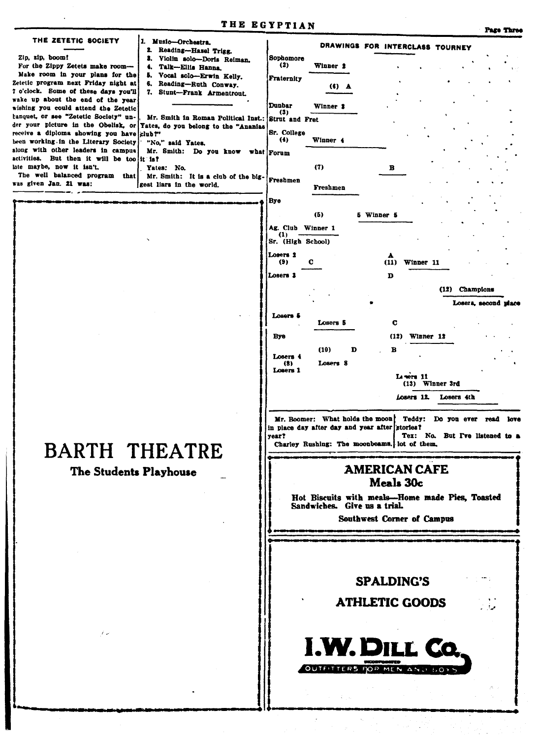## THE ZETETIC SOCIETY

Zip, zip, boom!
For the Zippy Zetets make room—
Make room in your plans for the Zetetic program next Friday night at 7 o'clock. Some of these days you'll wake up about the end of the year wishing you could attend the Zetetic banquet, or see "Zetetic Society" under your picture in the Obelisk, or receive a diploma showing you have been working in the Literary Society along with other leaders in campus activities. But then it will be too late maybe, now it isn't.

The well balanced program that was given Jan. 21 was:

1. Music—Orchestra.
2. Reading—Hazel Trigg.
3. Violin solo—Doris Reiman.
4. Talk—Ellis Hanna.
5. Vocal solo—Erwin Kelly.
6. Reading—Ruth Conway.
7. Stunt—Frank Armentrout.

---

Mr. Smith in Roman Political Inst.: Yates, do you belong to the "Ananias club?"

"No," said Yates.

Mr. Smith: Do you know what it is?

Yates: No.

Mr. Smith: It is a club of the biggest liars in the world.

---

# BARTH THEATRE

**The Students Playhouse**

---

## DRAWINGS FOR INTERCLASS TOURNEY

Sophomore (2) Winner 2
Fraternity
(6) A
Dunbar (3) Winner 3
Strut and Fret
Sr. College (4) Winner 4
Forum
(7) B
Freshmen
Freshmen
Bye
(5) 5 Winner 5
Ag. Club (1) Winner 1
Sr. (High School)

Losers 2 (9) C
Losers 3
A (11) Winner 11
D
(12) Champions
Losers, second place

Losers 5
Losers 5
C
Bye
(12) Winner 12
(10) D
B
Losers 4 (8) Losers 8
Losers 1
Losers 11 (13) Winner 3rd
Losers 12. Losers 4th

---

Mr. Boomer: What holds the moon in place day after day and year after year?

Charley Rushing: The moonbeams.

Teddy: Do you ever read love stories?

Tex: No. But I've listened to a lot of them.

---

## AMERICAN CAFE

**Meals 30c**

**Hot Biscuits with meals—Home made Pies, Toasted Sandwiches. Give us a trial.**

**Southwest Corner of Campus**

---

## SPALDING'S

## ATHLETIC GOODS

**I. W. DILL CO.**
INCORPORATED
OUTFITTERS FOR MEN AND BOYS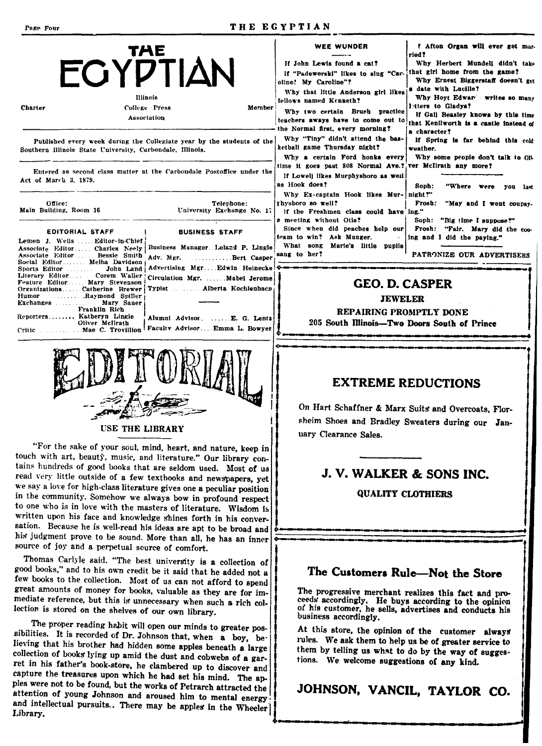# THE EGYPTIAN

Illinois

Charter — College Press — Member

Association

Published every week during the Collegiate year by the students of the Southern Illinois State University, Carbondale, Illinois.

Entered as second class matter at the Carbondale Postoffice under the Act of March 3, 1879.

Office: Main Building, Room 16

Telephone: University Exchange No. 17

| EDITORIAL STAFF | | BUSINESS STAFF | |
|---|---|---|---|
| Lemen J. Wells | Editor-in-Chief | Business Manager | Leland P. Lingle |
| Associate Editor | Charles Neely | Adv. Mgr. | Bert Casper |
| Associate Editor | Bessie Smith | Advertising Mgr. | Edwin Heinecke |
| Social Editor | Melba Davidson | Circulation Mgr. | Mabel Jerome |
| Sports Editor | John Land | Typist | Alberta Kochlenbach |
| Literary Editor | Corem Waller | | |
| Feature Editor | Mary Stevenson | | |
| Organizations | Catherine Brewer | | |
| Humor | Raymond Spiller | | |
| Exchanges | Mary Sauer | | |
| | Franklin Rich | | |
| Reporters | Katheryn Lingle | Alumni Advisor | E. G. Lentz |
| | Oliver McIlrath | | |
| Critic | Mae C. Trovillion | Faculty Advisor | Emma L. Bowyer |

## EDITORIAL

### USE THE LIBRARY

"For the sake of your soul, mind, heart, and nature, keep in touch with art, beauty, music, and literature." Our library contains hundreds of good books that are seldom used. Most of us read very little outside of a few textbooks and newspapers, yet we say a love for high-class literature gives one a peculiar position in the community. Somehow we always bow in profound respect to one who is in love with the masters of literature. Wisdom is written upon his face and knowledge shines forth in his conversation. Because he is well-read his ideas are apt to be broad and his judgment prove to be sound. More than all, he has an inner source of joy and a perpetual source of comfort.

Thomas Carlyle said, "The best university is a collection of good books," and to his own credit be it said that he added not a few books to the collection. Most of us can not afford to spend great amounts of money for books, valuable as they are for immediate reference, but this is unnecessary when such a rich collection is stored on the shelves of our own library.

The proper reading habit will open our minds to greater possibilities. It is recorded of Dr. Johnson that, when a boy, believing that his brother had hidden some apples beneath a large collection of books lying up amid the dust and cobwebs of a garret in his father's book-store, he clambered up to discover and capture the treasures upon which he had set his mind. The apples were not to be found, but the works of Petrarch attracted the attention of young Johnson and aroused him to mental energy and intellectual pursuits.. There may be apples in the Wheeler Library.

### WEE WUNDER

If John Lewis found a cat?

If "Padewerski" likes to sing "Caroline! My Caroline"?

Why that little Anderson girl likes fellows named Kenneth?

Why two certain Brush practice teachers aways have to come out to the Normal first, every morning?

Why "Tiny" didn't attend the basketball game Thursday night?

Why a certain Ford honks every time it goes past 808 Normal Ave.?

If Lowell likes Murphysboro as well as Hook does?

Why Ex-captain Hook likes Murphysboro so well?

If the Freshmen class could have a meeting without Otis?

Since when did peaches help our team to win? Ask Munger.

What song Marie's little pupils sang to her?

If Afton Organ will ever get married?

Why Herbert Mundell didn't take that girl home from the game?

Why Ernest Biggerstaff doesn't get a date with Lucille?

Why Hoyt Edwar[ds] writes so many letters to Gladys?

If Gail Beasley knows by this time that Kenilworth is a castle instead of a character?

If Spring is far behind this cold weather.

Why some people don't talk to Oliver McIlrath any more?

---

Soph: "Where were you last night?"

Frosh: "May and I went coupaying."

Soph: "Big time I suppose?"

Frosh: "Fair. Mary did the cooing and I did the paying."

PATRONIZE OUR ADVERTISERS

---

**GEO. D. CASPER**

**JEWELER**

**REPAIRING PROMPTLY DONE**

**205 South Illinois—Two Doors South of Prince**

---

## EXTREME REDUCTIONS

On Hart Schaffner & Marx Suits and Overcoats, Florsheim Shoes and Bradley Sweaters during our January Clearance Sales.

## J. V. WALKER & SONS INC.

**QUALITY CLOTHIERS**

---

## The Customers Rule—Not the Store

The progressive merchant realizes this fact and proceeds accordingly. He buys according to the opinion of his customer, he sells, advertises and conducts his business accordingly.

At this store, the opinion of the customer always rules. We ask them to help us be of greater service to them by telling us what to do by the way of suggestions. We welcome suggestions of any kind.

## JOHNSON, VANCIL, TAYLOR CO.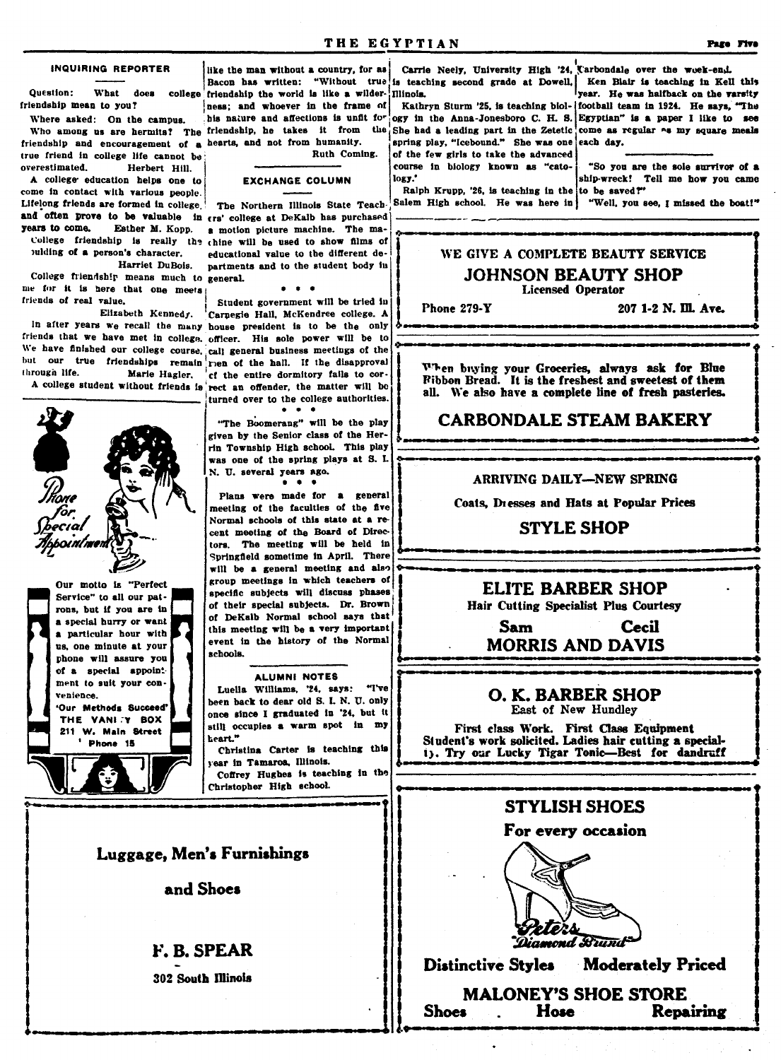## INQUIRING REPORTER

Question: What does college friendship mean to you?

Where asked: On the campus.

Who among us are hermits? The friendship and encouragement of a true friend in college life cannot be overestimated. Herbert Hill.

A college education helps one to come in contact with various people. Lifelong friends are formed in college, and often prove to be valuable in years to come. Esther M. Kopp.

College friendship is really the building of a person's character. Harriet DuBois.

College friendship means much to me for it is here that one meets friends of real value. Elizabeth Kennedy.

In after years we recall the many friends that we have met in college. We have finished our college course, but our true friendships remain through life. Marie Hagler.

A college student without friends is like the man without a country, for as Bacon has written: "Without true friendship the world is like a wilderness; and whoever in the frame of his nature and affections is unfit for friendship, he takes it from the hearts, and not from humanity. Ruth Coming.

## EXCHANGE COLUMN

The Northern Illinois State Teachers' college at DeKalb has purchased a motion picture machine. The machine will be used to show films of educational value to the different departments and to the student body in general.

• • •

Student government will be tried in Carnegie Hall, McKendree college. A house president is to be the only officer. His sole power will be to call general business meetings of the men of the hall. If the disapproval of the entire dormitory fails to correct an offender, the matter will be turned over to the college authorities.

• • •

"The Boomerang" will be the play given by the Senior class of the Herrin Township High school. This play was one of the spring plays at S. I. N. U. several years ago.

• • •

Plans were made for a general meeting of the faculties of the five Normal schools of this state at a recent meeting of the Board of Directors. The meeting will be held in Springfield sometime in April. There will be a general meeting and also group meetings in which teachers of specific subjects will discuss phases of their special subjects. Dr. Brown of DeKalb Normal school says that this meeting will be a very important event in the history of the Normal schools.

## ALUMNI NOTES

Luella Williams, '24, says: "I've been back to dear old S. I. N. U. only once since I graduated in '24, but it still occupies a warm spot in my heart."

Christina Carter is teaching this year in Tamaroa, Illinois.

Coffrey Hughes is teaching in the Christopher High school.

Carrie Neely, University High '24, is teaching second grade at Dowell, Illinois.

Kathryn Sturm '25, is teaching biology in the Anna-Jonesboro C. H. S. She had a leading part in the Zetetic spring play, "Icebound." She was one of the few girls to take the advanced course in biology known as "catology."

Ralph Krupp, '26, is teaching in the Salem High school. He was here in Carbondale over the week-end.

Ken Blair is teaching in Kell this year. He was halfback on the varsity football team in 1924. He says, "The Egyptian" is a paper I like to see come as regular as my square meals each day.

---

"So you are the sole survivor of a ship-wreck! Tell me how you came to be saved?"

"Well, you see, I missed the boat!"

---

*Phone for Special Appointment*

Our motto is "Perfect Service" to all our patrons, but if you are in a special hurry or want a particular hour with us, one minute at your phone will assure you of a special appointment to suit your convenience.

'Our Methods Succeed'

THE VANITY BOX
211 W. Main Street
Phone 15

---

Luggage, Men's Furnishings

and Shoes

**F. B. SPEAR**

302 South Illinois

---

WE GIVE A COMPLETE BEAUTY SERVICE

**JOHNSON BEAUTY SHOP**

Licensed Operator

Phone 279-Y — 207 1-2 N. Ill. Ave.

---

When buying your Groceries, always ask for Blue Ribbon Bread. It is the freshest and sweetest of them all. We also have a complete line of fresh pasteries.

**CARBONDALE STEAM BAKERY**

---

ARRIVING DAILY—NEW SPRING

Coats, Dresses and Hats at Popular Prices

**STYLE SHOP**

---

**ELITE BARBER SHOP**

Hair Cutting Specialist Plus Courtesy

Sam — Cecil

**MORRIS AND DAVIS**

---

**O. K. BARBER SHOP**

East of New Hundley

First class Work. First Class Equipment
Student's work solicited. Ladies hair cutting a specialty. Try our Lucky Tigar Tonic—Best for dandruff

---

**STYLISH SHOES**

For every occasion

Peters Diamond Brand

Distinctive Styles — Moderately Priced

**MALONEY'S SHOE STORE**

Shoes . Hose — Repairing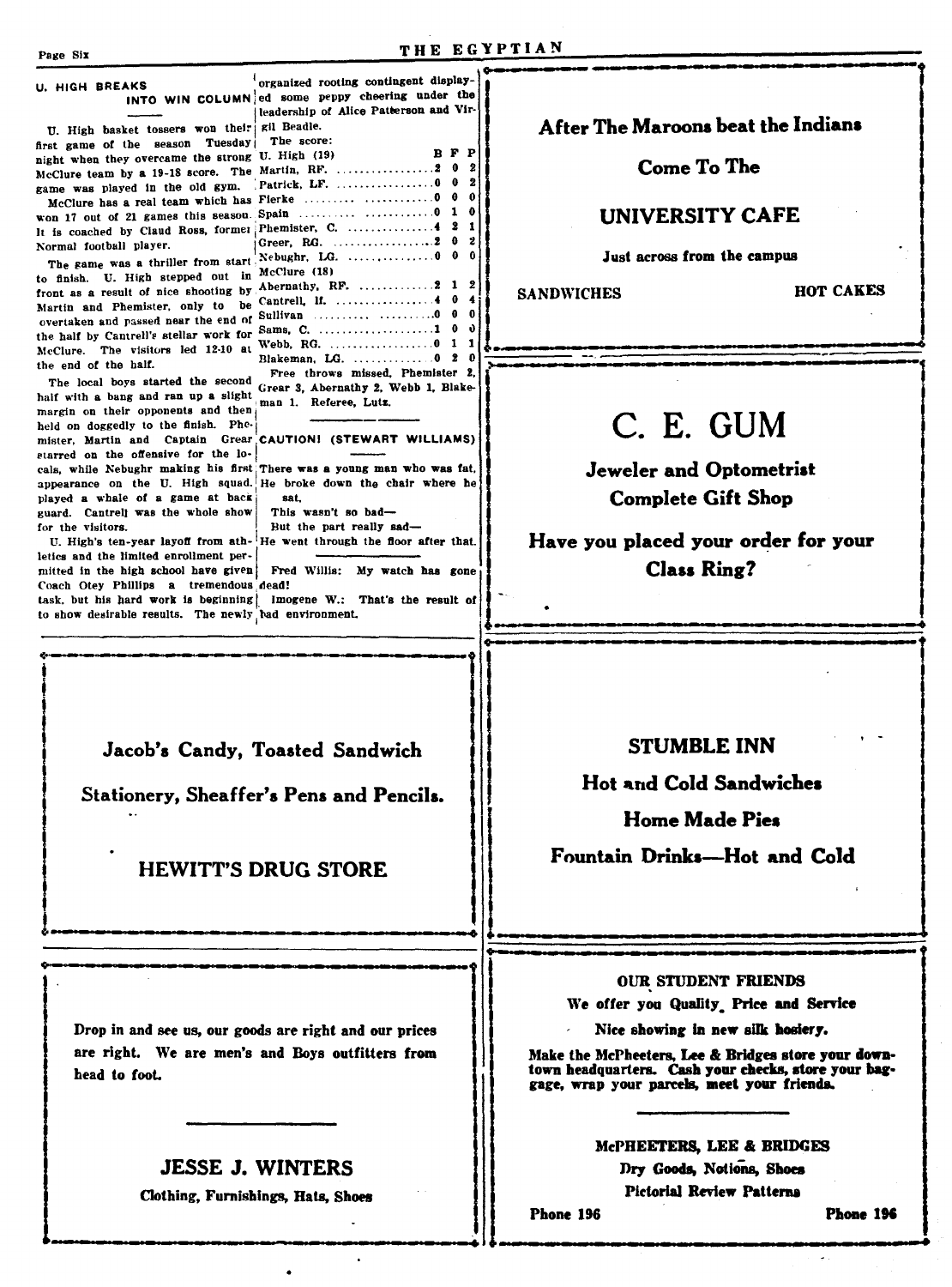## U. HIGH BREAKS INTO WIN COLUMN

U. High basket tossers won their first game of the season Tuesday night when they overcame the strong McClure team by a 19-18 score. The game was played in the old gym.

McClure has a real team which has won 17 out of 21 games this season. It is coached by Claud Ross, former Normal football player.

The game was a thriller from start to finish. U. High stepped out in front as a result of nice shooting by Martin and Phemister, only to be overtaken and passed near the end of the half by Cantrell's stellar work for McClure. The visitors led 12-10 at the end of the half.

The local boys started the second half with a bang and ran up a slight margin on their opponents and then held on doggedly to the finish. Phemister, Martin and Captain Grear starred on the offensive for the locals, while Nebughr making his first appearance on the U. High squad, played a whale of a game at back guard. Cantrell was the whole show for the visitors.

U. High's ten-year layoff from athletics and the limited enrollment permitted in the high school have given Coach Otey Phillips a tremendous task, but his hard work is beginning to show desirable results. The newly organized rooting contingent displayed some peppy cheering under the leadership of Alice Patterson and Virgil Beadle.

The score:

| U. High (19) | B | F | P |
|---|---|---|---|
| Martin, RF. | 2 | 0 | 2 |
| Patrick, LF. | 0 | 0 | 2 |
| Fierke | 0 | 0 | 0 |
| Spain | 0 | 1 | 0 |
| Phemister, C. | 4 | 2 | 1 |
| Greer, RG. | 2 | 0 | 2 |
| Nebughr, LG. | 0 | 0 | 0 |
| **McClure (18)** | | | |
| Abernathy, RF. | 2 | 1 | 2 |
| Cantrell, lf. | 4 | 0 | 4 |
| Sullivan | 0 | 0 | 0 |
| Sams, C. | 1 | 0 | 0 |
| Webb, RG. | 0 | 1 | 1 |
| Blakeman, LG. | 0 | 2 | 0 |

Free throws missed, Phemister 2, Grear 3, Abernathy 2, Webb 1, Blakeman 1. Referee, Lutz.

---

## CAUTION! (STEWART WILLIAMS)

There was a young man who was fat,
He broke down the chair where he sat,
This wasn't so bad—
But the part really sad—
He went through the floor after that.

---

Fred Willis: My watch has gone dead!

Imogene W.: That's the result of bad environment.

---

**After The Maroons beat the Indians**

**Come To The**

**UNIVERSITY CAFE**

**Just across from the campus**

**SANDWICHES** **HOT CAKES**

---

# C. E. GUM

**Jeweler and Optometrist**

**Complete Gift Shop**

**Have you placed your order for your Class Ring?**

---

**Jacob's Candy, Toasted Sandwich**

**Stationery, Sheaffer's Pens and Pencils.**

**HEWITT'S DRUG STORE**

---

**STUMBLE INN**

**Hot and Cold Sandwiches**

**Home Made Pies**

**Fountain Drinks—Hot and Cold**

---

**Drop in and see us, our goods are right and our prices are right. We are men's and Boys outfitters from head to foot.**

**JESSE J. WINTERS**

**Clothing, Furnishings, Hats, Shoes**

---

**OUR STUDENT FRIENDS**

**We offer you Quality, Price and Service**

**Nice showing in new silk hosiery.**

**Make the McPheeters, Lee & Bridges store your downtown headquarters. Cash your checks, store your baggage, wrap your parcels, meet your friends.**

**McPHEETERS, LEE & BRIDGES**

**Dry Goods, Notions, Shoes**

**Pictorial Review Patterns**

**Phone 196** **Phone 196**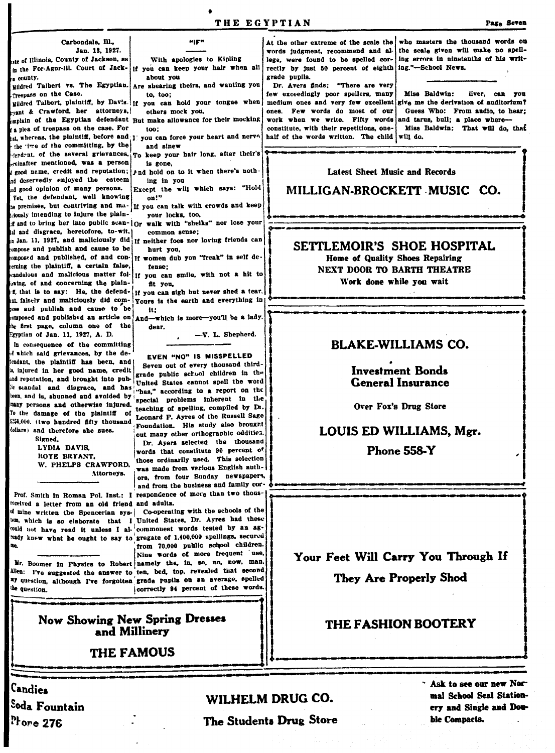Carbondale, Ill.,
Jan. 13, 1927.

State of Illinois, County of Jackson, ss
In the For-Agor-Ill. Court of Jackson county.

Mildred Talbert vs. The Egyptian. Trespass on the Case.

Mildred Talbert, plaintiff, by Davis, Bryant & Crawford, her attorneys, complain of the Egyptian defendant in a plea of trespass on the case. For that, whereas, the plaintiff, before and at the time of the committing, by the defendant, of the several grievances, hereinafter mentioned, was a person of good name, credit and reputation; and deservedly enjoyed the esteem and good opinion of many persons.

Yet, the defendant, well knowing the premises, but contriving and maliciously intending to injure the plaintiff and to bring her into public scandal and disgrace, heretofore, to-wit, on Jan. 11, 1927, and maliciously did compose and publish and cause to be composed and published, of and concerning the plaintiff, a certain false, scandalous and malicious matter following, of and concerning the plaintiff, that is to say: He, the defendant, falsely and maliciously did compose and publish and cause to be composed and published an article on the first page, column one of the Egyptian of Jan. 11, 1927, A. D.

In consequence of the committing of which said grievances, by the defendant, the plaintiff has been, and is, injured in her good name, credit and reputation, and brought into public scandal and disgrace, and has been, and is, shunned and avoided by many persons and otherwise injured. To the damage of the plaintiff of $250,000. (two hundred fifty thousand dollars) and therefore she sues.

Signed,
LYDIA DAVIS,
ROYE BRYANT,
W. PHELPS CRAWFORD,
Attorneys.

---

Prof. Smith in Roman Pol. Inst.: I received a letter from an old friend of mine written the Spencerian system, which is so elaborate that I could not have read it unless I already knew what he ought to say to me.

---

Mr. Boomer in Physics to Robert Allen: I've suggested the answer to my question, although I've forgotten the question.

## "IF"

With apologies to Kipling

If you can keep your hair when all about you
Are shearing theirs, and wanting you to, too;
If you can hold your tongue when others mock you,
But make allowance for their mocking too;
If you can force your heart and nerve and sinew
To keep your hair long, after their's is gone,
And hold on to it when there's nothing in you
Except the will which says: "Hold on!"
If you can talk with crowds and keep your locks, too,
Or walk with "sheiks" nor lose your common sense;
If neither foes nor loving friends can hurt you,
If women dub you "freak" in self defense;
If you can smile, with not a hit to fit you,
If you can sigh but never shed a tear,
Yours is the earth and everything in it:
And—which is more—you'll be a lady, dear.

—V. L. Shepherd.

## EVEN "NO" IS MISSPELLED

Seven out of every thousand third-grade public school children in the United States cannot spell the word "has," according to a report on the special problems inherent in the teaching of spelling, compiled by Dr. Leonard P. Ayres of the Russell Sage Foundation. His study also brought out many other orthographic oddities.

Dr. Ayers selected the thousand words that constitute 90 percent of those ordinarily used. This selection was made from various English authors, from four Sunday newspapers, and from the business and family correspondence of more than two thousand adults.

Co-operating with the schools of the United States, Dr. Ayres had these commonest words tested by an aggregate of 1,400,000 spellings, secured from 70,000 public school children. Nine words of more frequent use, namely the, in, so, no, now, man, ten, bed, top, revealed that second grade pupils on an average, spelled correctly 94 percent of these words. At the other extreme of the scale the words judgment, recommend and allege, were found to be spelled correctly by just 50 percent of eighth grade pupils.

Dr. Avers finds: "There are very few exceedingly poor spellers, many medium ones and very few excellent ones. Few words do most of our work when we write. Fifty words constitute, with their repetitions, one-half of the words written. The child who masters the thousand words on the scale given will make no spelling errors in nineteenths of his writing."—School News.

---

Miss Baldwin: liver, can you give me the derivation of auditorium?

Guess Who: From audio, to hear; and tarus, bull; a place where—

Miss Baldwin: That will do, that will do.

---

Latest Sheet Music and Records

**MILLIGAN-BROCKETT MUSIC CO.**

---

**SETTLEMOIR'S SHOE HOSPITAL**

Home of Quality Shoes Repairing

NEXT DOOR TO BARTH THEATRE

Work done while you wait

---

**BLAKE-WILLIAMS CO.**

**Investment Bonds**
**General Insurance**

Over Fox's Drug Store

**LOUIS ED WILLIAMS, Mgr.**

**Phone 558-Y**

---

**Your Feet Will Carry You Through If They Are Properly Shod**

**THE FASHION BOOTERY**

---

**Now Showing New Spring Dresses and Millinery**

**THE FAMOUS**

---

Candies
Soda Fountain
Phone 276

**WILHELM DRUG CO.**

**The Students Drug Store**

Ask to see our new Normal School Seal Stationery and Single and Double Compacts.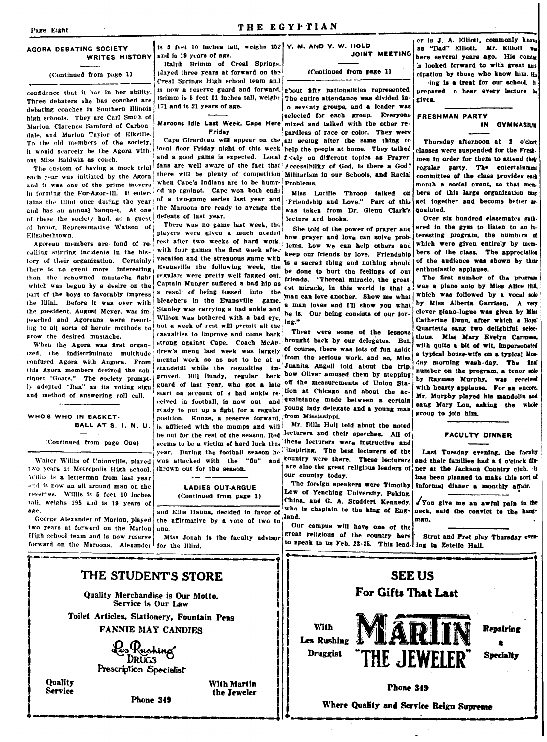## AGORA DEBATING SOCIETY WRITES HISTORY

(Continued from page 1)

confidence that it has in her ability. Three debaters she has coached are debating coaches in Southern Illinois high schools. They are Carl Smith of Marion, Clarence Samford of Carbondale, and Marion Taylor of Elkville. To the old members of the society, it would scarcely be the Agora without Miss Baldwin as coach.

The custom of having a mock trial each year was initiated by the Agora and it was one of the prime movers in forming the For-Agor-Ill. It entertains the Illini once during the year and has an annual banquet. At one of these the society had, as a guest of honor, Representative Watson of Elizabethtown.

Agorean members are fond of recalling stirring incidents in the history of their organization. Certainly there is no event more interesting than the renowned mustache fight which was begun by a desire on the part of the boys to favorably impress the Illini. Before it was over with the president, August Meyer, was impeached and Agoreans were resorting to all sorts of heroic methods to grow the desired mustache.

When the Agora was first organized, the indiscriminate multitude confused Agora with Angora. From this Agora members derived the sobriquet "Goats." The society promptly adopted "Baa" as its voting sign and method of answering roll call.

## WHO'S WHO IN BASKET-BALL AT S. I. N. U.

(Continued from page One)

Walter Willis of Unionville, played two years at Metropolis High school. Willis is a letterman from last year and is now an all around man on the reserves. Willis is 5 feet 10 inches tall, weighs 195 and is 19 years of age.

George Alexander of Marion, played two years at forward on the Marion High school team and is now reserve forward on the Maroons. Alexander is 5 feet 10 inches tall, weighs 152 and is 19 years of age.

Ralph Brimm of Creal Springs, played three years at forward on the Creal Springs High school team and is now a reserve guard and forward. Brimm is 5 feet 11 inches tall, weighs 171 and is 21 years of age.

## Maroons Idle Last Week, Cape Here Friday

Cape Girardeau will appear on the local floor Friday night of this week and a good game is expected. Local fans are well aware of the fact that there will be plenty of competition when Cape's Indians are to be bumped up against. Cape won both ends of a two-game series last year and the Maroons are ready to avenge the defeats of last year.

There was no game last week, the players were given a much needed rest after two weeks of hard work with four games the first week after vacation and the strenuous game with Evansville the following week, the regulars were pretty well fagged out. Captain Munger suffered a bad hip as a result of being tossed into the bleachers in the Evansville game. Stanley was carrying a bad ankle and Wilson was bothered with a bad eye, but a week of rest will permit all the casualties to improve and come back strong against Cape. Coach McAndrew's menu last week was largely mental work so as not to be at a standstill while the casualties improved. Bill Bundy, regular back guard of last year, who got a late start on account of a bad ankle received in football, is now out and ready to put up a fight for a regular position. Kunze, a reserve forward, is afflicted with the mumps and will be out for the rest of the season. Red seems to be a victim of hard luck this year. During the football season he was attacked with the "flu" and thrown out for the season.

## LADIES OUT-ARGUE

(Continued from page 1)

and Ellis Hanna, decided in favor of the affirmative by a vote of two to one.

Miss Jonah is the faculty advisor for the Illini.

## Y. M. AND Y. W. HOLD JOINT MEETING

(Continued from page 1)

about fifty nationalities represented The entire attendance was divided into seventy groups, and a leader was selected for each group. Everyone mixed and talked with the other regardless of race or color. They were all seeing after the same thing to help the people at home. They talked freely on different topics as Prayer, Accessibility of God, Is there a God? Militarism in our Schools, and Racial Problems.

Miss Lucille Throop talked on "Friendship and Love." Part of this was taken from Dr. Glenn Clark's lecture and books.

She told of the power of prayer and how prayer and love can solve problems, how we can help others and keep our friends by love. Friendship is a sacred thing and nothing should be done to hurt the feelings of our friends. "Thereal miracle, the greatest miracle, in this world is that a man can love another. Show me what a man loves and I'll show you what he is. Our being consists of our loving."

These were some of the lessons brought back by our delegates. But, of course, there was lots of fun aside from the serious work, and so, Miss Juanita Angell told about the trip, how Oliver amused them by stepping off the measurements of Union Station at Chicago and about the acquaintance made between a certain young lady delegate and a young man from Mississippi.

Mr. Dilla Hall told about the noted lecturers and their speeches. All of these lecturers were instructive and inspiring. The best lecturers of the country were there. These lecturers are also the great religious leaders of our country today.

The foreign speakers were Timothy Lew of Yenching University, Peking, China, and G. A. Studdert Kennedy, who is chaplain to the king of England.

Our campus will have one of the great religious of the country here to speak to us Feb. 23-25. This leader is J. A. Elliott, commonly known as "Dad" Elliott. Mr. Elliott was here several years ago. His coming is looked forward to with great anticipation by those who know him. His coming is a treat for our school. Be prepared to hear every lecture he gives.

## FRESHMAN PARTY IN GYMNASIUM

Thursday afternoon at 2 o'clock classes were suspended for the Freshmen in order for them to attend their regular party. The entertainment committee of the class provides each month a social event, so that members of this large organization may get together and become better acquainted.

Over six hundred classmates gathered in the gym to listen to an interesting program, the numbers of which were given entirely by members of the class. The appreciation of the audience was shown by their enthusiastic applause.

The first number of the program was a piano solo by Miss Alice Hill, which was followed by a vocal solo by Miss Alberta Garrison. A very clever piano-logue was given by Miss Catherine Dunn, after which a Boys' Quartette sang two delightful selections. Miss Mary Evelyn Carmean, with quite a bit of wit, impersonated a typical house-wife on a typical Monday morning wash-day. The final number on the program, a tenor solo by Raymus Murphy, was received with hearty applause. For an encore, Mr. Murphy played his mandolin and sang Mary Lou, asking the whole group to join him.

## FACULTY DINNER

Last Tuesday evening, the faculty and their families had a 6 o'clock dinner at the Jackson Country club. It has been planned to make this sort of informal dinner a monthly affair.

You give me an awful pain in the neck, said the convict to the hangman.

Strut and Fret play Thursday evening in Zetetic Hall.

---

**THE STUDENT'S STORE**

Quality Merchandise is Our Motto.
Service is Our Law

Toilet Articles, Stationery, Fountain Pens

FANNIE MAY CANDIES

Les Rushing
DRUGS
Prescription Specialist

Quality Service

With Martin the Jeweler

Phone 349

---

**SEE US**
**For Gifts That Last**

With Les Rushing Druggist

**MARTIN "THE JEWELER"**

Repairing a Specialty

Phone 349

Where Quality and Service Reign Supreme